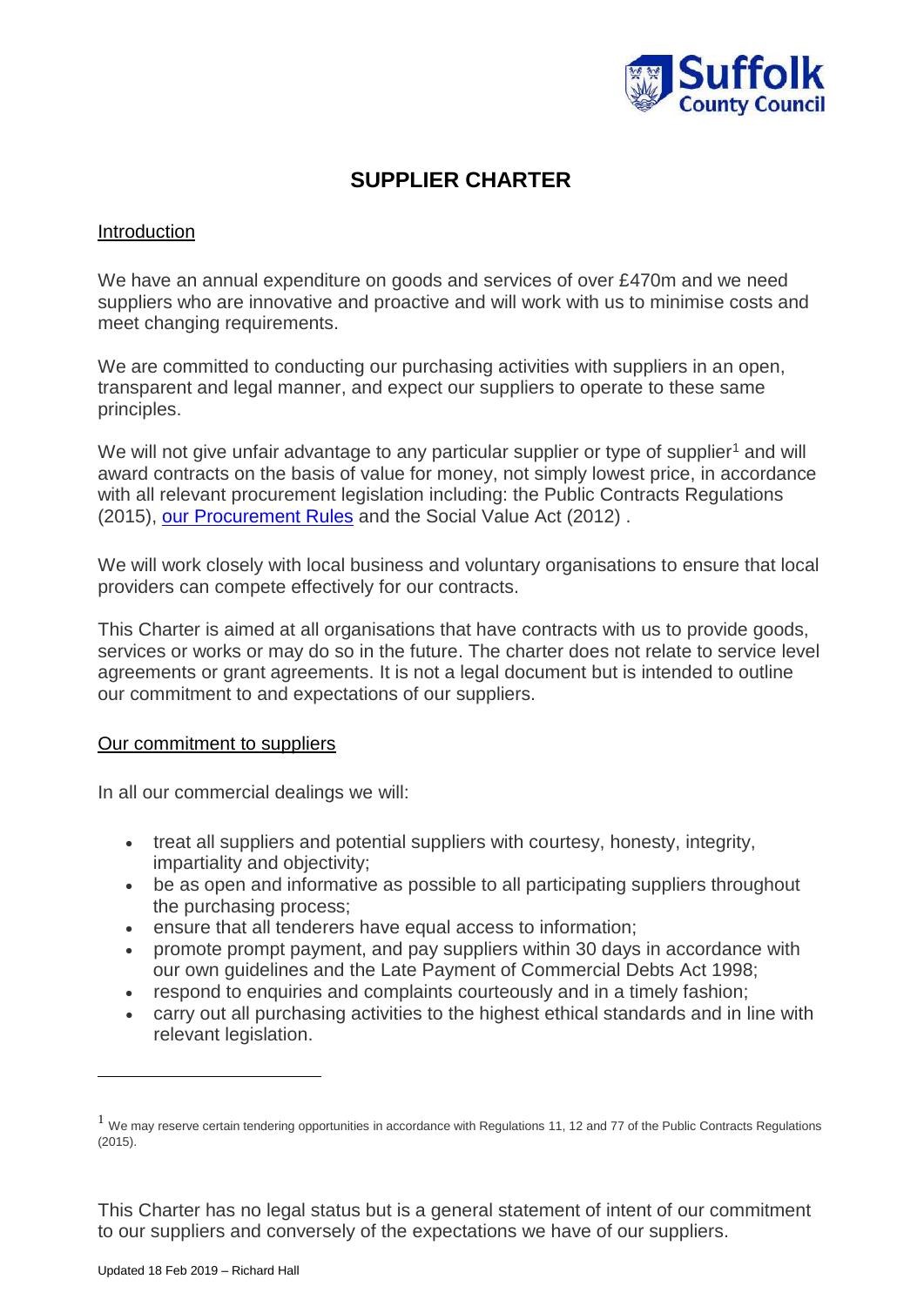# SUPPLIER CHARTER

## Introduction

We have an annual expenditure on goods and services of over £470m and we need suppliers who are innovative and proactive and will work with us to minimise costs and meet changing requirements.

We are committed to conducting our purchasing activities with suppliers in an open, transparent and legal manner, and expect our suppliers to operate to these same principles.

We will not give unfair advantage to any particular supplier or type of supplier[1] and will award contracts on the basis of value for money, not simply lowest price, in accordance with all relevant procurement legislation including: the Public Contracts Regulations (2015), [our Procurement Rules]() and the Social Value Act (2012) .

We will work closely with local business and voluntary organisations to ensure that local providers can compete effectively for our contracts.

This Charter is aimed at all organisations that have contracts with us to provide goods, services or works or may do so in the future. The charter does not relate to service level agreements or grant agreements. It is not a legal document but is intended to outline our commitment to and expectations of our suppliers.

## Our commitment to suppliers

In all our commercial dealings we will:

- treat all suppliers and potential suppliers with courtesy, honesty, integrity, impartiality and objectivity;
- be as open and informative as possible to all participating suppliers throughout the purchasing process;
- ensure that all tenderers have equal access to information;
- promote prompt payment, and pay suppliers within 30 days in accordance with our own guidelines and the Late Payment of Commercial Debts Act 1998;
- respond to enquiries and complaints courteously and in a timely fashion;
- carry out all purchasing activities to the highest ethical standards and in line with relevant legislation.

[1] We may reserve certain tendering opportunities in accordance with Regulations 11, 12 and 77 of the Public Contracts Regulations (2015).

This Charter has no legal status but is a general statement of intent of our commitment to our suppliers and conversely of the expectations we have of our suppliers.

Updated 18 Feb 2019 – Richard Hall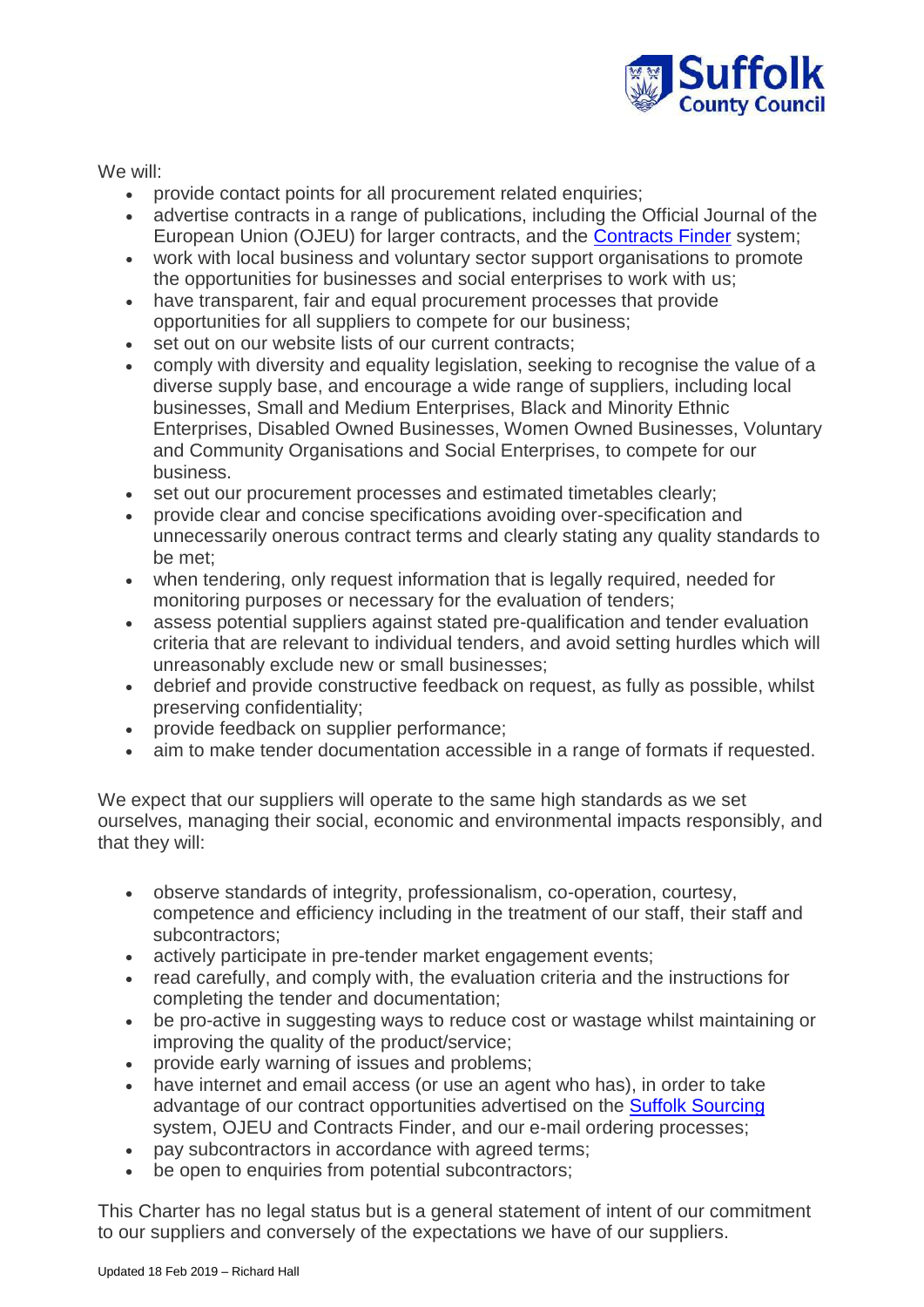We will:

- provide contact points for all procurement related enquiries;
- advertise contracts in a range of publications, including the Official Journal of the European Union (OJEU) for larger contracts, and the [Contracts Finder](#) system;
- work with local business and voluntary sector support organisations to promote the opportunities for businesses and social enterprises to work with us;
- have transparent, fair and equal procurement processes that provide opportunities for all suppliers to compete for our business;
- set out on our website lists of our current contracts;
- comply with diversity and equality legislation, seeking to recognise the value of a diverse supply base, and encourage a wide range of suppliers, including local businesses, Small and Medium Enterprises, Black and Minority Ethnic Enterprises, Disabled Owned Businesses, Women Owned Businesses, Voluntary and Community Organisations and Social Enterprises, to compete for our business.
- set out our procurement processes and estimated timetables clearly;
- provide clear and concise specifications avoiding over-specification and unnecessarily onerous contract terms and clearly stating any quality standards to be met;
- when tendering, only request information that is legally required, needed for monitoring purposes or necessary for the evaluation of tenders;
- assess potential suppliers against stated pre-qualification and tender evaluation criteria that are relevant to individual tenders, and avoid setting hurdles which will unreasonably exclude new or small businesses;
- debrief and provide constructive feedback on request, as fully as possible, whilst preserving confidentiality;
- provide feedback on supplier performance;
- aim to make tender documentation accessible in a range of formats if requested.

We expect that our suppliers will operate to the same high standards as we set ourselves, managing their social, economic and environmental impacts responsibly, and that they will:

- observe standards of integrity, professionalism, co-operation, courtesy, competence and efficiency including in the treatment of our staff, their staff and subcontractors;
- actively participate in pre-tender market engagement events;
- read carefully, and comply with, the evaluation criteria and the instructions for completing the tender and documentation;
- be pro-active in suggesting ways to reduce cost or wastage whilst maintaining or improving the quality of the product/service;
- provide early warning of issues and problems;
- have internet and email access (or use an agent who has), in order to take advantage of our contract opportunities advertised on the [Suffolk Sourcing](#) system, OJEU and Contracts Finder, and our e-mail ordering processes;
- pay subcontractors in accordance with agreed terms;
- be open to enquiries from potential subcontractors;

This Charter has no legal status but is a general statement of intent of our commitment to our suppliers and conversely of the expectations we have of our suppliers.

Updated 18 Feb 2019 – Richard Hall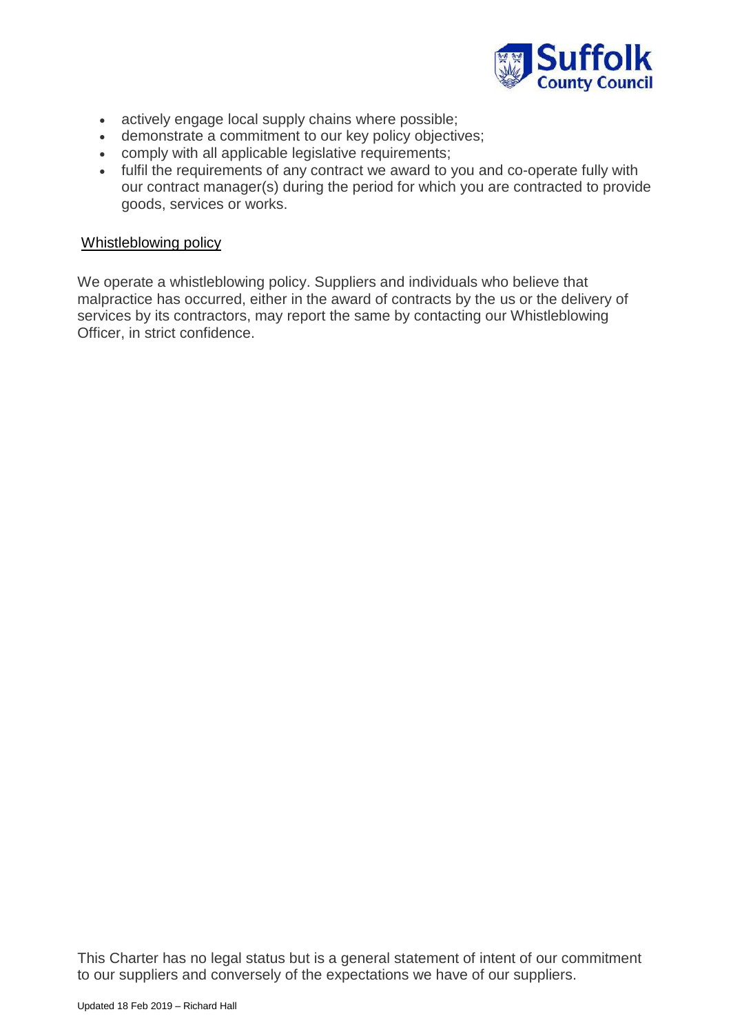- actively engage local supply chains where possible;
- demonstrate a commitment to our key policy objectives;
- comply with all applicable legislative requirements;
- fulfil the requirements of any contract we award to you and co-operate fully with our contract manager(s) during the period for which you are contracted to provide goods, services or works.

## Whistleblowing policy

We operate a whistleblowing policy. Suppliers and individuals who believe that malpractice has occurred, either in the award of contracts by the us or the delivery of services by its contractors, may report the same by contacting our Whistleblowing Officer, in strict confidence.

This Charter has no legal status but is a general statement of intent of our commitment to our suppliers and conversely of the expectations we have of our suppliers.

Updated 18 Feb 2019 – Richard Hall